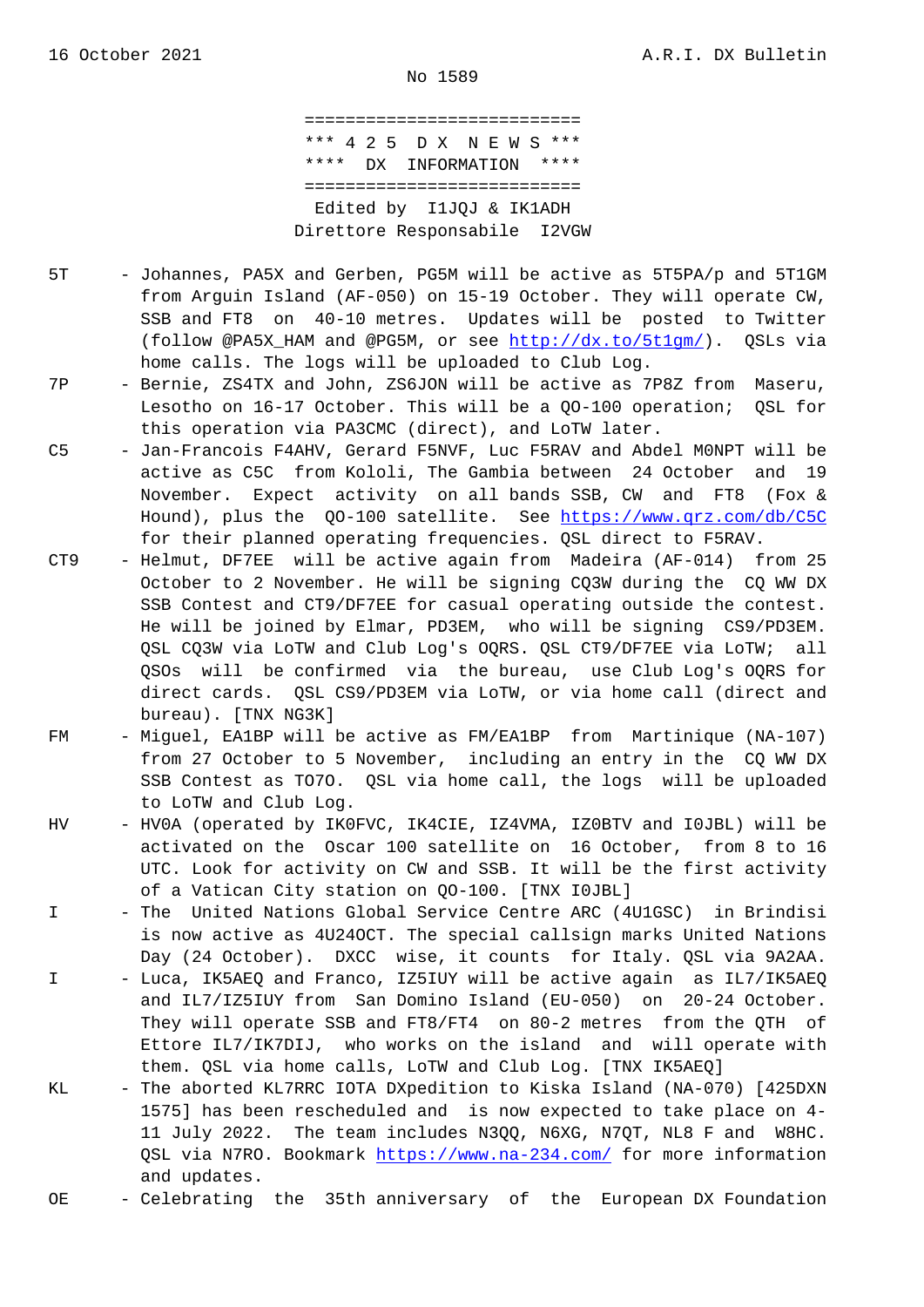No 1589

===========================
\*\*\* 4 2 5  D X  N E W S \*\*\*
\*\*\*\*  DX  INFORMATION  \*\*\*\*
===========================
Edited by  I1JQJ & IK1ADH
Direttore Responsabile  I2VGW

5T - Johannes, PA5X and Gerben, PG5M will be active as 5T5PA/p and 5T1GM from Arguin Island (AF-050) on 15-19 October. They will operate CW, SSB and FT8 on 40-10 metres. Updates will be posted to Twitter (follow @PA5X_HAM and @PG5M, or see http://dx.to/5t1gm/). QSLs via home calls. The logs will be uploaded to Club Log.

7P - Bernie, ZS4TX and John, ZS6JON will be active as 7P8Z from Maseru, Lesotho on 16-17 October. This will be a QO-100 operation; QSL for this operation via PA3CMC (direct), and LoTW later.

C5 - Jan-Francois F4AHV, Gerard F5NVF, Luc F5RAV and Abdel M0NPT will be active as C5C from Kololi, The Gambia between 24 October and 19 November. Expect activity on all bands SSB, CW and FT8 (Fox & Hound), plus the QO-100 satellite. See https://www.qrz.com/db/C5C for their planned operating frequencies. QSL direct to F5RAV.

CT9 - Helmut, DF7EE will be active again from Madeira (AF-014) from 25 October to 2 November. He will be signing CQ3W during the CQ WW DX SSB Contest and CT9/DF7EE for casual operating outside the contest. He will be joined by Elmar, PD3EM, who will be signing CS9/PD3EM. QSL CQ3W via LoTW and Club Log's OQRS. QSL CT9/DF7EE via LoTW; all QSOs will be confirmed via the bureau, use Club Log's OQRS for direct cards. QSL CS9/PD3EM via LoTW, or via home call (direct and bureau). [TNX NG3K]

FM - Miguel, EA1BP will be active as FM/EA1BP from Martinique (NA-107) from 27 October to 5 November, including an entry in the CQ WW DX SSB Contest as TO7O. QSL via home call, the logs will be uploaded to LoTW and Club Log.

HV - HV0A (operated by IK0FVC, IK4CIE, IZ4VMA, IZ0BTV and I0JBL) will be activated on the Oscar 100 satellite on 16 October, from 8 to 16 UTC. Look for activity on CW and SSB. It will be the first activity of a Vatican City station on QO-100. [TNX I0JBL]

I - The United Nations Global Service Centre ARC (4U1GSC) in Brindisi is now active as 4U24OCT. The special callsign marks United Nations Day (24 October). DXCC wise, it counts for Italy. QSL via 9A2AA.

I - Luca, IK5AEQ and Franco, IZ5IUY will be active again as IL7/IK5AEQ and IL7/IZ5IUY from San Domino Island (EU-050) on 20-24 October. They will operate SSB and FT8/FT4 on 80-2 metres from the QTH of Ettore IL7/IK7DIJ, who works on the island and will operate with them. QSL via home calls, LoTW and Club Log. [TNX IK5AEQ]

KL - The aborted KL7RRC IOTA DXpedition to Kiska Island (NA-070) [425DXN 1575] has been rescheduled and is now expected to take place on 4-11 July 2022. The team includes N3QQ, N6XG, N7QT, NL8 F and W8HC. QSL via N7RO. Bookmark https://www.na-234.com/ for more information and updates.

OE - Celebrating the 35th anniversary of the European DX Foundation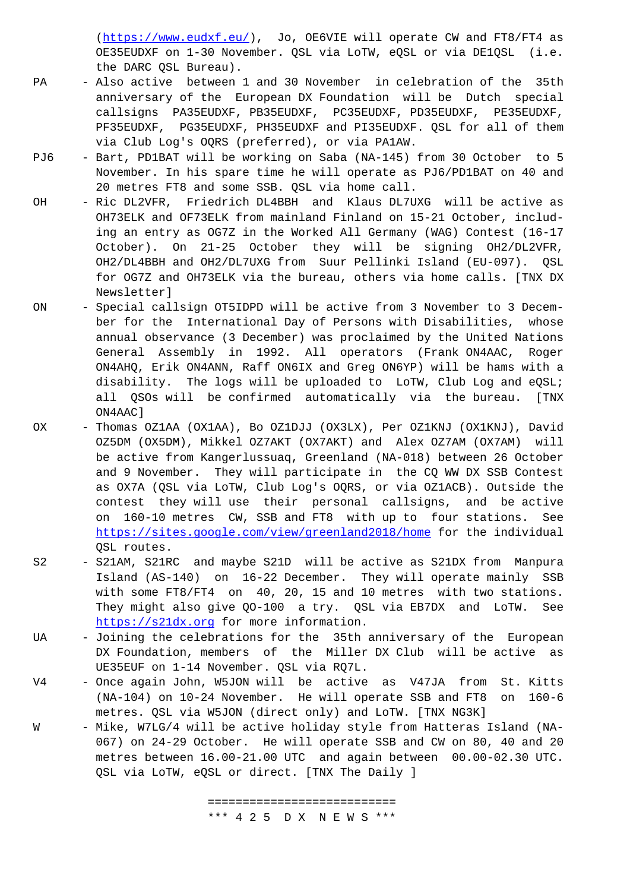(https://www.eudxf.eu/), Jo, OE6VIE will operate CW and FT8/FT4 as OE35EUDXF on 1-30 November. QSL via LoTW, eQSL or via DE1QSL (i.e. the DARC QSL Bureau).

PA - Also active between 1 and 30 November in celebration of the 35th anniversary of the European DX Foundation will be Dutch special callsigns PA35EUDXF, PB35EUDXF, PC35EUDXF, PD35EUDXF, PE35EUDXF, PF35EUDXF, PG35EUDXF, PH35EUDXF and PI35EUDXF. QSL for all of them via Club Log's OQRS (preferred), or via PA1AW.

PJ6 - Bart, PD1BAT will be working on Saba (NA-145) from 30 October to 5 November. In his spare time he will operate as PJ6/PD1BAT on 40 and 20 metres FT8 and some SSB. QSL via home call.

OH - Ric DL2VFR, Friedrich DL4BBH and Klaus DL7UXG will be active as OH73ELK and OF73ELK from mainland Finland on 15-21 October, including an entry as OG7Z in the Worked All Germany (WAG) Contest (16-17 October). On 21-25 October they will be signing OH2/DL2VFR, OH2/DL4BBH and OH2/DL7UXG from Suur Pellinki Island (EU-097). QSL for OG7Z and OH73ELK via the bureau, others via home calls. [TNX DX Newsletter]

ON - Special callsign OT5IDPD will be active from 3 November to 3 December for the International Day of Persons with Disabilities, whose annual observance (3 December) was proclaimed by the United Nations General Assembly in 1992. All operators (Frank ON4AAC, Roger ON4AHQ, Erik ON4ANN, Raff ON6IX and Greg ON6YP) will be hams with a disability. The logs will be uploaded to LoTW, Club Log and eQSL; all QSOs will be confirmed automatically via the bureau. [TNX ON4AAC]

OX - Thomas OZ1AA (OX1AA), Bo OZ1DJJ (OX3LX), Per OZ1KNJ (OX1KNJ), David OZ5DM (OX5DM), Mikkel OZ7AKT (OX7AKT) and Alex OZ7AM (OX7AM) will be active from Kangerlussuaq, Greenland (NA-018) between 26 October and 9 November. They will participate in the CQ WW DX SSB Contest as OX7A (QSL via LoTW, Club Log's OQRS, or via OZ1ACB). Outside the contest they will use their personal callsigns, and be active on 160-10 metres CW, SSB and FT8 with up to four stations. See https://sites.google.com/view/greenland2018/home for the individual QSL routes.

S2 - S21AM, S21RC and maybe S21D will be active as S21DX from Manpura Island (AS-140) on 16-22 December. They will operate mainly SSB with some FT8/FT4 on 40, 20, 15 and 10 metres with two stations. They might also give QO-100 a try. QSL via EB7DX and LoTW. See https://s21dx.org for more information.

UA - Joining the celebrations for the 35th anniversary of the European DX Foundation, members of the Miller DX Club will be active as UE35EUF on 1-14 November. QSL via RQ7L.

V4 - Once again John, W5JON will be active as V47JA from St. Kitts (NA-104) on 10-24 November. He will operate SSB and FT8 on 160-6 metres. QSL via W5JON (direct only) and LoTW. [TNX NG3K]

W - Mike, W7LG/4 will be active holiday style from Hatteras Island (NA-067) on 24-29 October. He will operate SSB and CW on 80, 40 and 20 metres between 16.00-21.00 UTC and again between 00.00-02.30 UTC. QSL via LoTW, eQSL or direct. [TNX The Daily ]

===========================

*** 4 2 5 D X N E W S ***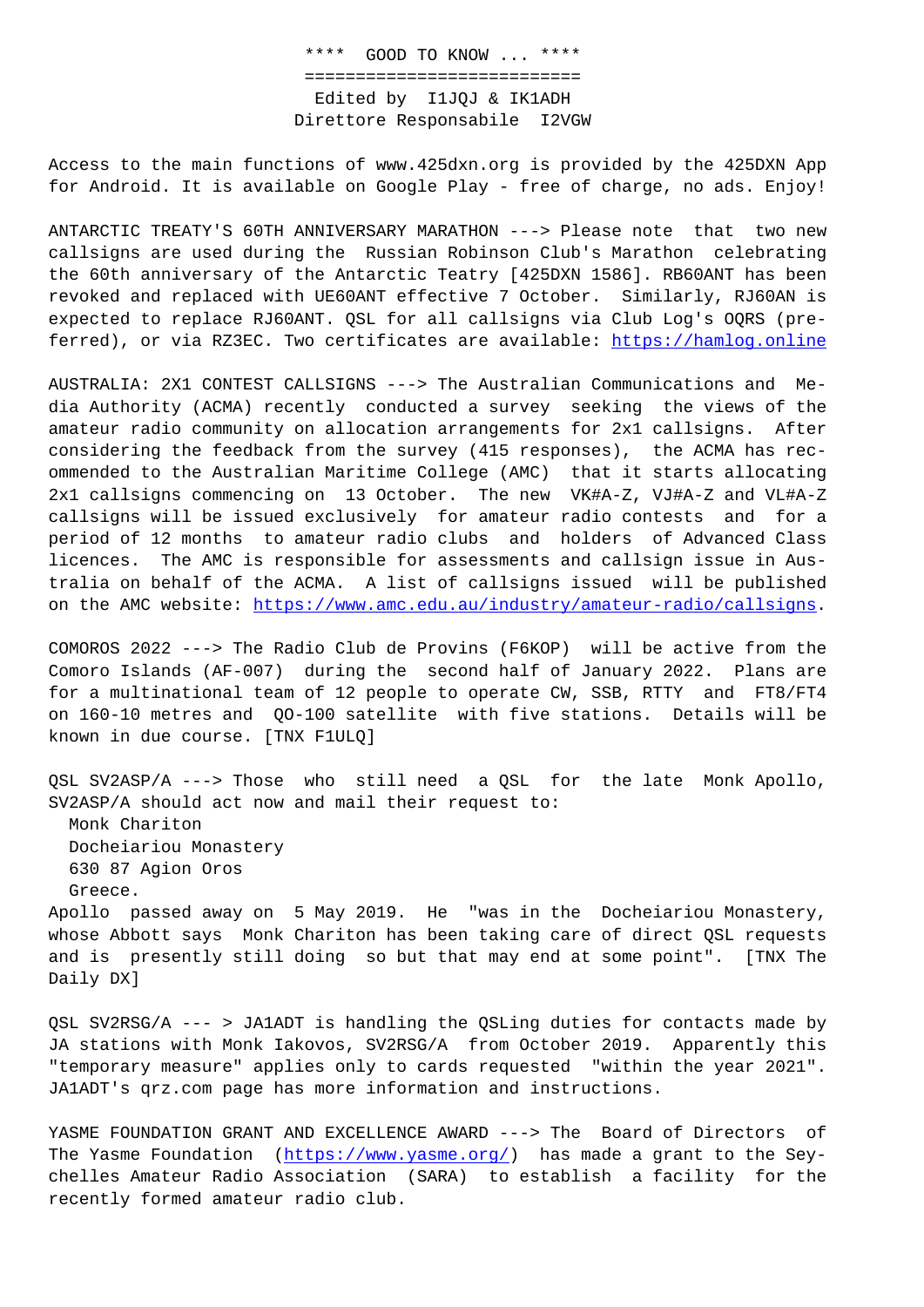# **** GOOD TO KNOW ... ****

Edited by I1JQJ & IK1ADH
Direttore Responsabile I2VGW

Access to the main functions of www.425dxn.org is provided by the 425DXN App for Android. It is available on Google Play - free of charge, no ads. Enjoy!

ANTARCTIC TREATY'S 60TH ANNIVERSARY MARATHON ---> Please note that two new callsigns are used during the Russian Robinson Club's Marathon celebrating the 60th anniversary of the Antarctic Teatry [425DXN 1586]. RB60ANT has been revoked and replaced with UE60ANT effective 7 October. Similarly, RJ60AN is expected to replace RJ60ANT. QSL for all callsigns via Club Log's OQRS (preferred), or via RZ3EC. Two certificates are available: https://hamlog.online

AUSTRALIA: 2X1 CONTEST CALLSIGNS ---> The Australian Communications and Media Authority (ACMA) recently conducted a survey seeking the views of the amateur radio community on allocation arrangements for 2x1 callsigns. After considering the feedback from the survey (415 responses), the ACMA has recommended to the Australian Maritime College (AMC) that it starts allocating 2x1 callsigns commencing on 13 October. The new VK#A-Z, VJ#A-Z and VL#A-Z callsigns will be issued exclusively for amateur radio contests and for a period of 12 months to amateur radio clubs and holders of Advanced Class licences. The AMC is responsible for assessments and callsign issue in Australia on behalf of the ACMA. A list of callsigns issued will be published on the AMC website: https://www.amc.edu.au/industry/amateur-radio/callsigns.

COMOROS 2022 ---> The Radio Club de Provins (F6KOP) will be active from the Comoro Islands (AF-007) during the second half of January 2022. Plans are for a multinational team of 12 people to operate CW, SSB, RTTY and FT8/FT4 on 160-10 metres and QO-100 satellite with five stations. Details will be known in due course. [TNX F1ULQ]

QSL SV2ASP/A ---> Those who still need a QSL for the late Monk Apollo, SV2ASP/A should act now and mail their request to:
Monk Chariton
Docheiariou Monastery
630 87 Agion Oros
Greece.

Apollo passed away on 5 May 2019. He "was in the Docheiariou Monastery, whose Abbott says Monk Chariton has been taking care of direct QSL requests and is presently still doing so but that may end at some point". [TNX The Daily DX]

QSL SV2RSG/A --- > JA1ADT is handling the QSLing duties for contacts made by JA stations with Monk Iakovos, SV2RSG/A from October 2019. Apparently this "temporary measure" applies only to cards requested "within the year 2021". JA1ADT's qrz.com page has more information and instructions.

YASME FOUNDATION GRANT AND EXCELLENCE AWARD ---> The Board of Directors of The Yasme Foundation (https://www.yasme.org/) has made a grant to the Seychelles Amateur Radio Association (SARA) to establish a facility for the recently formed amateur radio club.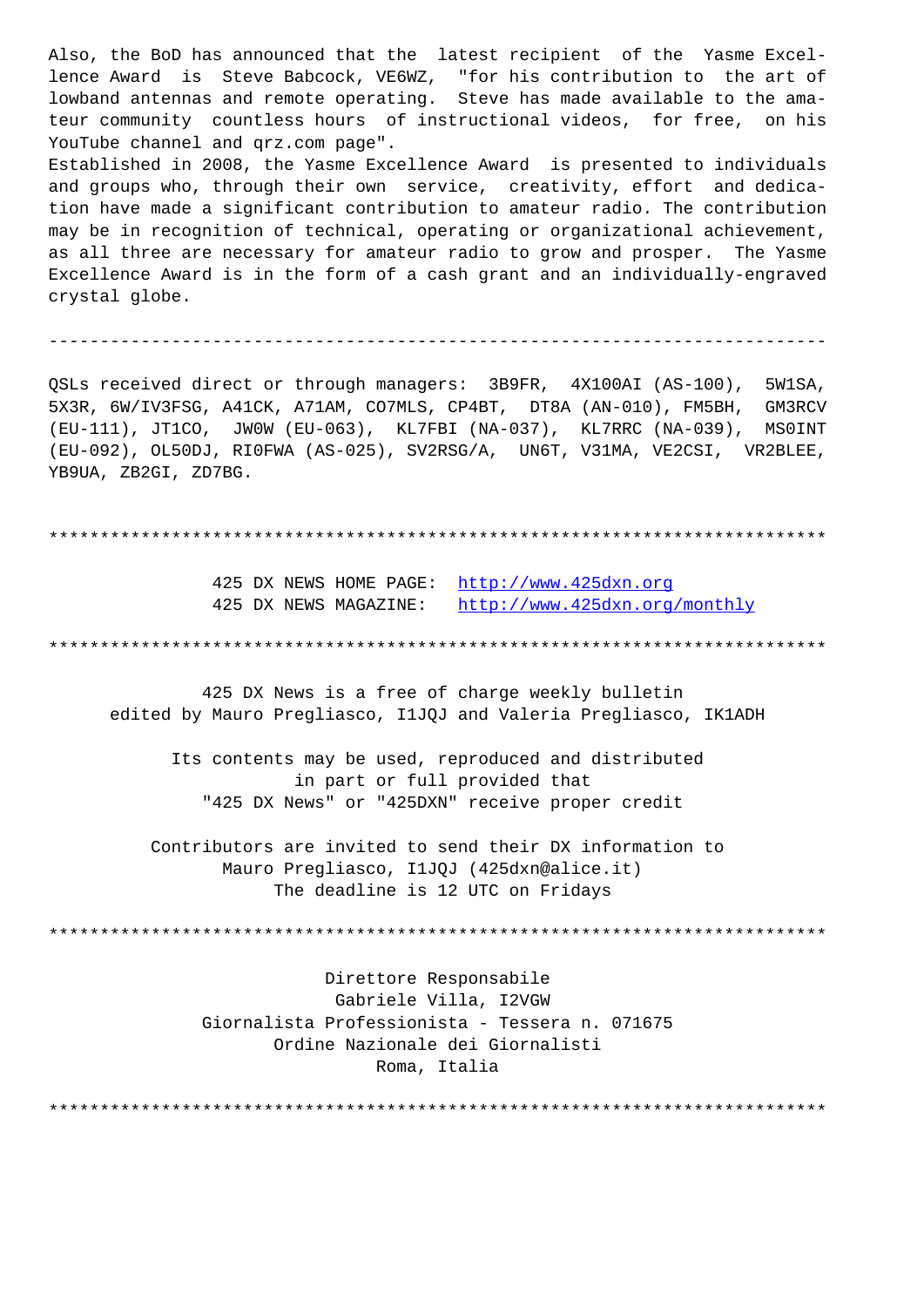Also, the BoD has announced that the latest recipient of the Yasme Excellence Award is Steve Babcock, VE6WZ, "for his contribution to the art of lowband antennas and remote operating. Steve has made available to the amateur community countless hours of instructional videos, for free, on his YouTube channel and qrz.com page".

Established in 2008, the Yasme Excellence Award is presented to individuals and groups who, through their own service, creativity, effort and dedication have made a significant contribution to amateur radio. The contribution may be in recognition of technical, operating or organizational achievement, as all three are necessary for amateur radio to grow and prosper. The Yasme Excellence Award is in the form of a cash grant and an individually-engraved crystal globe.

---

QSLs received direct or through managers: 3B9FR, 4X100AI (AS-100), 5W1SA, 5X3R, 6W/IV3FSG, A41CK, A71AM, CO7MLS, CP4BT, DT8A (AN-010), FM5BH, GM3RCV (EU-111), JT1CO, JW0W (EU-063), KL7FBI (NA-037), KL7RRC (NA-039), MS0INT (EU-092), OL50DJ, RI0FWA (AS-025), SV2RSG/A, UN6T, V31MA, VE2CSI, VR2BLEE, YB9UA, ZB2GI, ZD7BG.

******************************************************************************

425 DX NEWS HOME PAGE: http://www.425dxn.org
425 DX NEWS MAGAZINE: http://www.425dxn.org/monthly

******************************************************************************

425 DX News is a free of charge weekly bulletin
edited by Mauro Pregliasco, I1JQJ and Valeria Pregliasco, IK1ADH

Its contents may be used, reproduced and distributed
in part or full provided that
"425 DX News" or "425DXN" receive proper credit

Contributors are invited to send their DX information to
Mauro Pregliasco, I1JQJ (425dxn@alice.it)
The deadline is 12 UTC on Fridays

******************************************************************************

Direttore Responsabile
Gabriele Villa, I2VGW
Giornalista Professionista - Tessera n. 071675
Ordine Nazionale dei Giornalisti
Roma, Italia

******************************************************************************